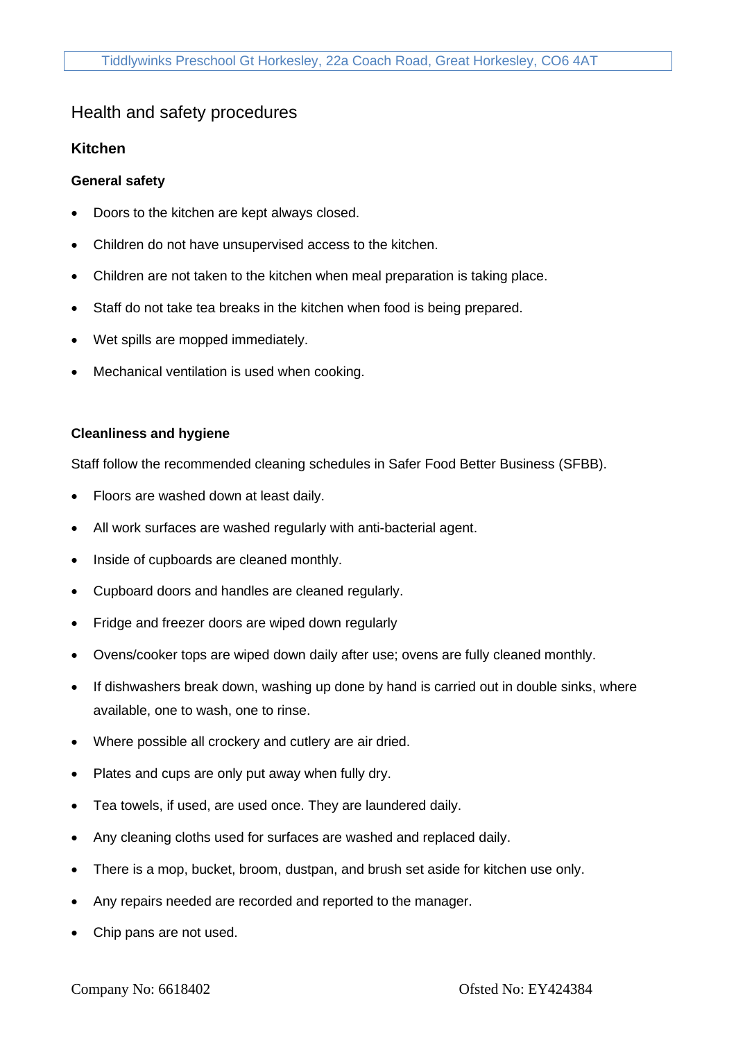# Health and safety procedures

## Kitchen

### General safety

- Doors to the kitchen are kept always closed.
- Children do not have unsupervised access to the kitchen.
- Children are not taken to the kitchen when meal preparation is taking place.
- Staff do not take tea breaks in the kitchen when food is being prepared.
- Wet spills are mopped immediately.
- Mechanical ventilation is used when cooking.

### Cleanliness and hygiene

Staff follow the recommended cleaning schedules in Safer Food Better Business (SFBB).

- Floors are washed down at least daily.
- All work surfaces are washed regularly with anti-bacterial agent.
- Inside of cupboards are cleaned monthly.
- Cupboard doors and handles are cleaned regularly.
- Fridge and freezer doors are wiped down regularly
- Ovens/cooker tops are wiped down daily after use; ovens are fully cleaned monthly.
- If dishwashers break down, washing up done by hand is carried out in double sinks, where available, one to wash, one to rinse.
- Where possible all crockery and cutlery are air dried.
- Plates and cups are only put away when fully dry.
- Tea towels, if used, are used once. They are laundered daily.
- Any cleaning cloths used for surfaces are washed and replaced daily.
- There is a mop, bucket, broom, dustpan, and brush set aside for kitchen use only.
- Any repairs needed are recorded and reported to the manager.
- Chip pans are not used.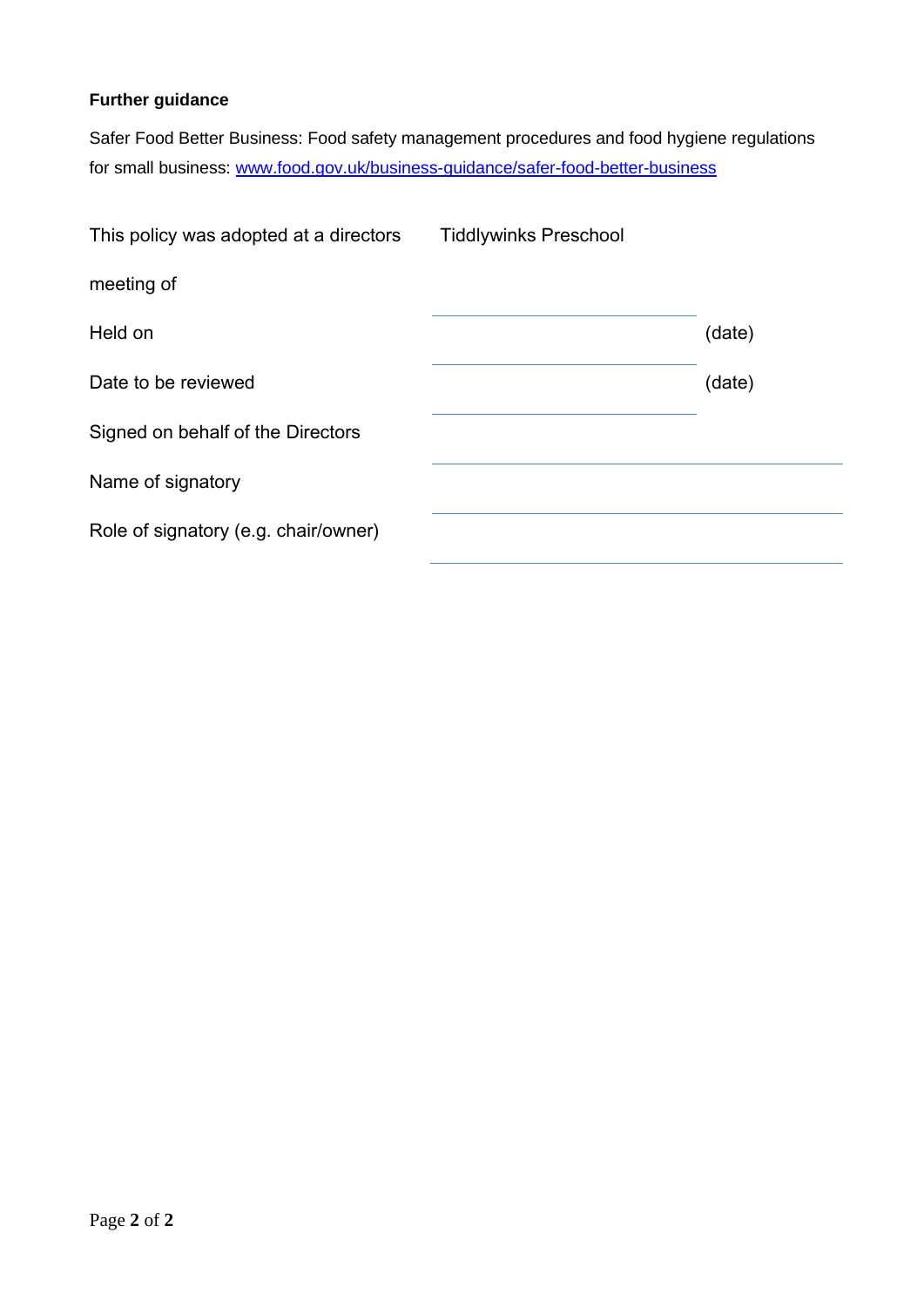**Further guidance**

Safer Food Better Business: Food safety management procedures and food hygiene regulations for small business: [www.food.gov.uk/business-guidance/safer-food-better-business](www.food.gov.uk/business-guidance/safer-food-better-business)

| | | |
|---|---|---|
| This policy was adopted at a directors meeting of | Tiddlywinks Preschool | |
| Held on | | (date) |
| Date to be reviewed | | (date) |
| Signed on behalf of the Directors | | |
| Name of signatory | | |
| Role of signatory (e.g. chair/owner) | | |